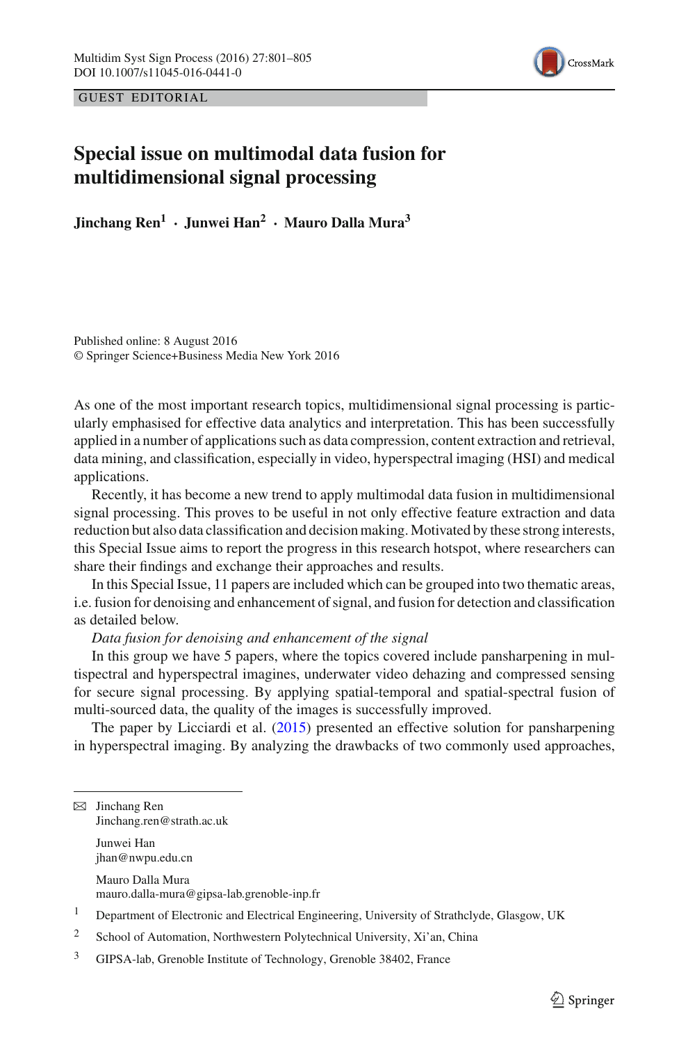GUEST EDITORIAL

# Special issue on multimodal data fusion for multidimensional signal processing

**Jinchang Ren[1] · Junwei Han[2] · Mauro Dalla Mura[3]**

Published online: 8 August 2016
© Springer Science+Business Media New York 2016

As one of the most important research topics, multidimensional signal processing is particularly emphasised for effective data analytics and interpretation. This has been successfully applied in a number of applications such as data compression, content extraction and retrieval, data mining, and classification, especially in video, hyperspectral imaging (HSI) and medical applications.

Recently, it has become a new trend to apply multimodal data fusion in multidimensional signal processing. This proves to be useful in not only effective feature extraction and data reduction but also data classification and decision making. Motivated by these strong interests, this Special Issue aims to report the progress in this research hotspot, where researchers can share their findings and exchange their approaches and results.

In this Special Issue, 11 papers are included which can be grouped into two thematic areas, i.e. fusion for denoising and enhancement of signal, and fusion for detection and classification as detailed below.

*Data fusion for denoising and enhancement of the signal*

In this group we have 5 papers, where the topics covered include pansharpening in multispectral and hyperspectral imagines, underwater video dehazing and compressed sensing for secure signal processing. By applying spatial-temporal and spatial-spectral fusion of multi-sourced data, the quality of the images is successfully improved.

The paper by Licciardi et al. (2015) presented an effective solution for pansharpening in hyperspectral imaging. By analyzing the drawbacks of two commonly used approaches,

---

✉ Jinchang Ren
Jinchang.ren@strath.ac.uk

Junwei Han
jhan@nwpu.edu.cn

Mauro Dalla Mura
mauro.dalla-mura@gipsa-lab.grenoble-inp.fr

[1] Department of Electronic and Electrical Engineering, University of Strathclyde, Glasgow, UK

[2] School of Automation, Northwestern Polytechnical University, Xi'an, China

[3] GIPSA-lab, Grenoble Institute of Technology, Grenoble 38402, France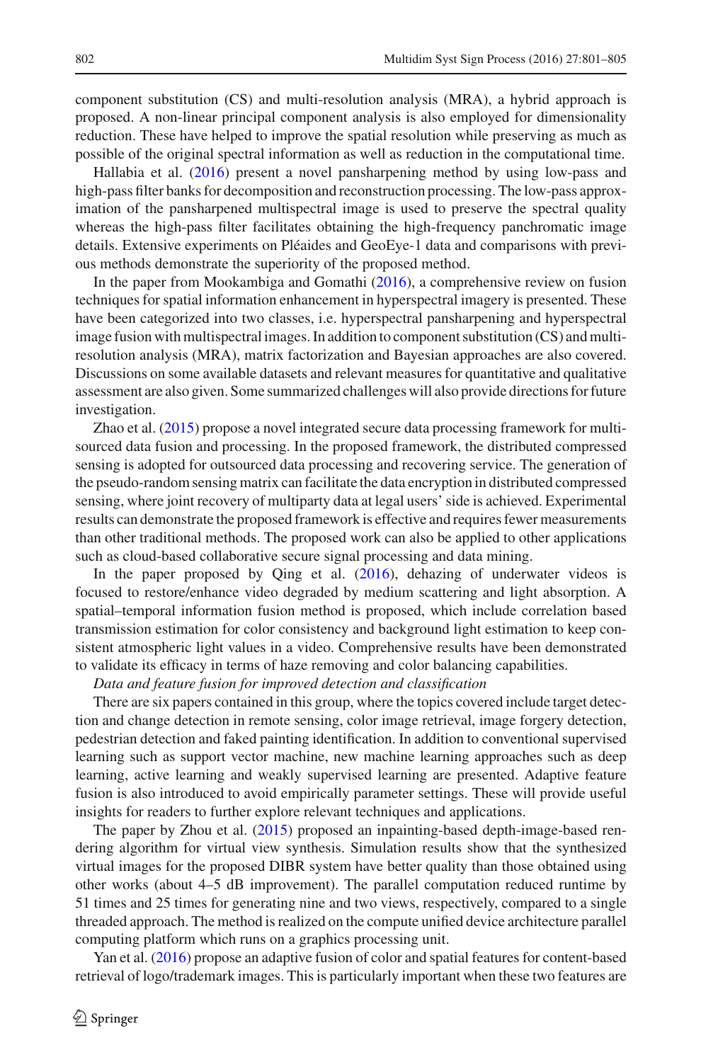component substitution (CS) and multi-resolution analysis (MRA), a hybrid approach is proposed. A non-linear principal component analysis is also employed for dimensionality reduction. These have helped to improve the spatial resolution while preserving as much as possible of the original spectral information as well as reduction in the computational time.

Hallabia et al. (2016) present a novel pansharpening method by using low-pass and high-pass filter banks for decomposition and reconstruction processing. The low-pass approximation of the pansharpened multispectral image is used to preserve the spectral quality whereas the high-pass filter facilitates obtaining the high-frequency panchromatic image details. Extensive experiments on Pléaides and GeoEye-1 data and comparisons with previous methods demonstrate the superiority of the proposed method.

In the paper from Mookambiga and Gomathi (2016), a comprehensive review on fusion techniques for spatial information enhancement in hyperspectral imagery is presented. These have been categorized into two classes, i.e. hyperspectral pansharpening and hyperspectral image fusion with multispectral images. In addition to component substitution (CS) and multi-resolution analysis (MRA), matrix factorization and Bayesian approaches are also covered. Discussions on some available datasets and relevant measures for quantitative and qualitative assessment are also given. Some summarized challenges will also provide directions for future investigation.

Zhao et al. (2015) propose a novel integrated secure data processing framework for multi-sourced data fusion and processing. In the proposed framework, the distributed compressed sensing is adopted for outsourced data processing and recovering service. The generation of the pseudo-random sensing matrix can facilitate the data encryption in distributed compressed sensing, where joint recovery of multiparty data at legal users' side is achieved. Experimental results can demonstrate the proposed framework is effective and requires fewer measurements than other traditional methods. The proposed work can also be applied to other applications such as cloud-based collaborative secure signal processing and data mining.

In the paper proposed by Qing et al. (2016), dehazing of underwater videos is focused to restore/enhance video degraded by medium scattering and light absorption. A spatial–temporal information fusion method is proposed, which include correlation based transmission estimation for color consistency and background light estimation to keep consistent atmospheric light values in a video. Comprehensive results have been demonstrated to validate its efficacy in terms of haze removing and color balancing capabilities.

*Data and feature fusion for improved detection and classification*

There are six papers contained in this group, where the topics covered include target detection and change detection in remote sensing, color image retrieval, image forgery detection, pedestrian detection and faked painting identification. In addition to conventional supervised learning such as support vector machine, new machine learning approaches such as deep learning, active learning and weakly supervised learning are presented. Adaptive feature fusion is also introduced to avoid empirically parameter settings. These will provide useful insights for readers to further explore relevant techniques and applications.

The paper by Zhou et al. (2015) proposed an inpainting-based depth-image-based rendering algorithm for virtual view synthesis. Simulation results show that the synthesized virtual images for the proposed DIBR system have better quality than those obtained using other works (about 4–5 dB improvement). The parallel computation reduced runtime by 51 times and 25 times for generating nine and two views, respectively, compared to a single threaded approach. The method is realized on the compute unified device architecture parallel computing platform which runs on a graphics processing unit.

Yan et al. (2016) propose an adaptive fusion of color and spatial features for content-based retrieval of logo/trademark images. This is particularly important when these two features are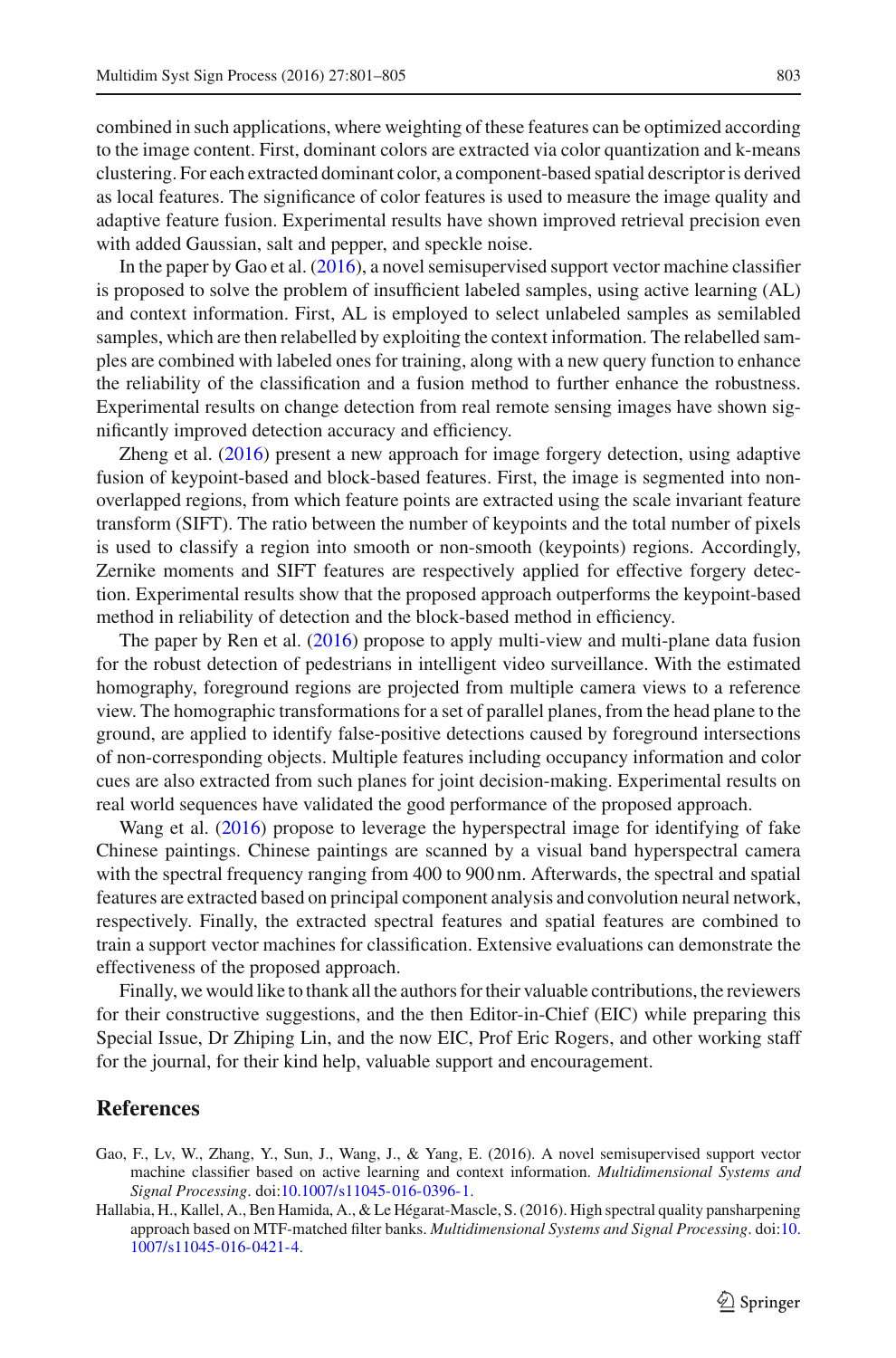combined in such applications, where weighting of these features can be optimized according to the image content. First, dominant colors are extracted via color quantization and k-means clustering. For each extracted dominant color, a component-based spatial descriptor is derived as local features. The significance of color features is used to measure the image quality and adaptive feature fusion. Experimental results have shown improved retrieval precision even with added Gaussian, salt and pepper, and speckle noise.

In the paper by Gao et al. (2016), a novel semisupervised support vector machine classifier is proposed to solve the problem of insufficient labeled samples, using active learning (AL) and context information. First, AL is employed to select unlabeled samples as semilabeled samples, which are then relabelled by exploiting the context information. The relabelled samples are combined with labeled ones for training, along with a new query function to enhance the reliability of the classification and a fusion method to further enhance the robustness. Experimental results on change detection from real remote sensing images have shown significantly improved detection accuracy and efficiency.

Zheng et al. (2016) present a new approach for image forgery detection, using adaptive fusion of keypoint-based and block-based features. First, the image is segmented into non-overlapped regions, from which feature points are extracted using the scale invariant feature transform (SIFT). The ratio between the number of keypoints and the total number of pixels is used to classify a region into smooth or non-smooth (keypoints) regions. Accordingly, Zernike moments and SIFT features are respectively applied for effective forgery detection. Experimental results show that the proposed approach outperforms the keypoint-based method in reliability of detection and the block-based method in efficiency.

The paper by Ren et al. (2016) propose to apply multi-view and multi-plane data fusion for the robust detection of pedestrians in intelligent video surveillance. With the estimated homography, foreground regions are projected from multiple camera views to a reference view. The homographic transformations for a set of parallel planes, from the head plane to the ground, are applied to identify false-positive detections caused by foreground intersections of non-corresponding objects. Multiple features including occupancy information and color cues are also extracted from such planes for joint decision-making. Experimental results on real world sequences have validated the good performance of the proposed approach.

Wang et al. (2016) propose to leverage the hyperspectral image for identifying of fake Chinese paintings. Chinese paintings are scanned by a visual band hyperspectral camera with the spectral frequency ranging from 400 to 900 nm. Afterwards, the spectral and spatial features are extracted based on principal component analysis and convolution neural network, respectively. Finally, the extracted spectral features and spatial features are combined to train a support vector machines for classification. Extensive evaluations can demonstrate the effectiveness of the proposed approach.

Finally, we would like to thank all the authors for their valuable contributions, the reviewers for their constructive suggestions, and the then Editor-in-Chief (EIC) while preparing this Special Issue, Dr Zhiping Lin, and the now EIC, Prof Eric Rogers, and other working staff for the journal, for their kind help, valuable support and encouragement.

## References

Gao, F., Lv, W., Zhang, Y., Sun, J., Wang, J., & Yang, E. (2016). A novel semisupervised support vector machine classifier based on active learning and context information. *Multidimensional Systems and Signal Processing*. doi:10.1007/s11045-016-0396-1.

Hallabia, H., Kallel, A., Ben Hamida, A., & Le Hégarat-Mascle, S. (2016). High spectral quality pansharpening approach based on MTF-matched filter banks. *Multidimensional Systems and Signal Processing*. doi:10.1007/s11045-016-0421-4.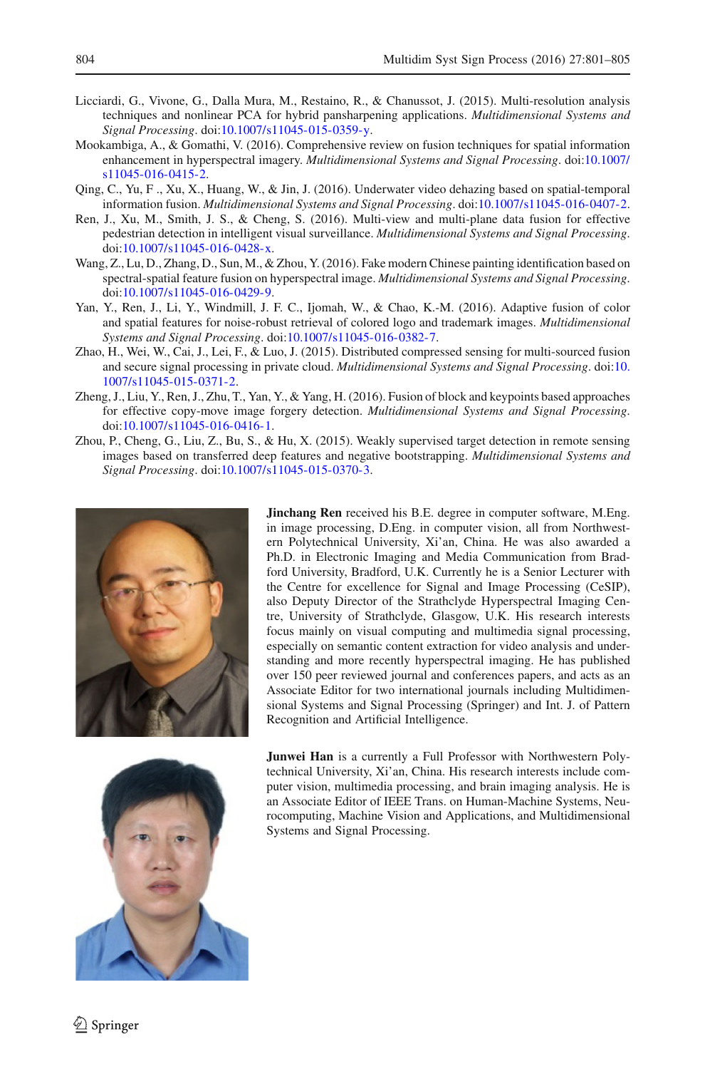Licciardi, G., Vivone, G., Dalla Mura, M., Restaino, R., & Chanussot, J. (2015). Multi-resolution analysis techniques and nonlinear PCA for hybrid pansharpening applications. *Multidimensional Systems and Signal Processing*. doi:10.1007/s11045-015-0359-y.

Mookambiga, A., & Gomathi, V. (2016). Comprehensive review on fusion techniques for spatial information enhancement in hyperspectral imagery. *Multidimensional Systems and Signal Processing*. doi:10.1007/s11045-016-0415-2.

Qing, C., Yu, F ., Xu, X., Huang, W., & Jin, J. (2016). Underwater video dehazing based on spatial-temporal information fusion. *Multidimensional Systems and Signal Processing*. doi:10.1007/s11045-016-0407-2.

Ren, J., Xu, M., Smith, J. S., & Cheng, S. (2016). Multi-view and multi-plane data fusion for effective pedestrian detection in intelligent visual surveillance. *Multidimensional Systems and Signal Processing*. doi:10.1007/s11045-016-0428-x.

Wang, Z., Lu, D., Zhang, D., Sun, M., & Zhou, Y. (2016). Fake modern Chinese painting identification based on spectral-spatial feature fusion on hyperspectral image. *Multidimensional Systems and Signal Processing*. doi:10.1007/s11045-016-0429-9.

Yan, Y., Ren, J., Li, Y., Windmill, J. F. C., Ijomah, W., & Chao, K.-M. (2016). Adaptive fusion of color and spatial features for noise-robust retrieval of colored logo and trademark images. *Multidimensional Systems and Signal Processing*. doi:10.1007/s11045-016-0382-7.

Zhao, H., Wei, W., Cai, J., Lei, F., & Luo, J. (2015). Distributed compressed sensing for multi-sourced fusion and secure signal processing in private cloud. *Multidimensional Systems and Signal Processing*. doi:10.1007/s11045-015-0371-2.

Zheng, J., Liu, Y., Ren, J., Zhu, T., Yan, Y., & Yang, H. (2016). Fusion of block and keypoints based approaches for effective copy-move image forgery detection. *Multidimensional Systems and Signal Processing*. doi:10.1007/s11045-016-0416-1.

Zhou, P., Cheng, G., Liu, Z., Bu, S., & Hu, X. (2015). Weakly supervised target detection in remote sensing images based on transferred deep features and negative bootstrapping. *Multidimensional Systems and Signal Processing*. doi:10.1007/s11045-015-0370-3.

**Jinchang Ren** received his B.E. degree in computer software, M.Eng. in image processing, D.Eng. in computer vision, all from Northwestern Polytechnical University, Xi'an, China. He was also awarded a Ph.D. in Electronic Imaging and Media Communication from Bradford University, Bradford, U.K. Currently he is a Senior Lecturer with the Centre for excellence for Signal and Image Processing (CeSIP), also Deputy Director of the Strathclyde Hyperspectral Imaging Centre, University of Strathclyde, Glasgow, U.K. His research interests focus mainly on visual computing and multimedia signal processing, especially on semantic content extraction for video analysis and understanding and more recently hyperspectral imaging. He has published over 150 peer reviewed journal and conferences papers, and acts as an Associate Editor for two international journals including Multidimensional Systems and Signal Processing (Springer) and Int. J. of Pattern Recognition and Artificial Intelligence.

**Junwei Han** is a currently a Full Professor with Northwestern Polytechnical University, Xi'an, China. His research interests include computer vision, multimedia processing, and brain imaging analysis. He is an Associate Editor of IEEE Trans. on Human-Machine Systems, Neurocomputing, Machine Vision and Applications, and Multidimensional Systems and Signal Processing.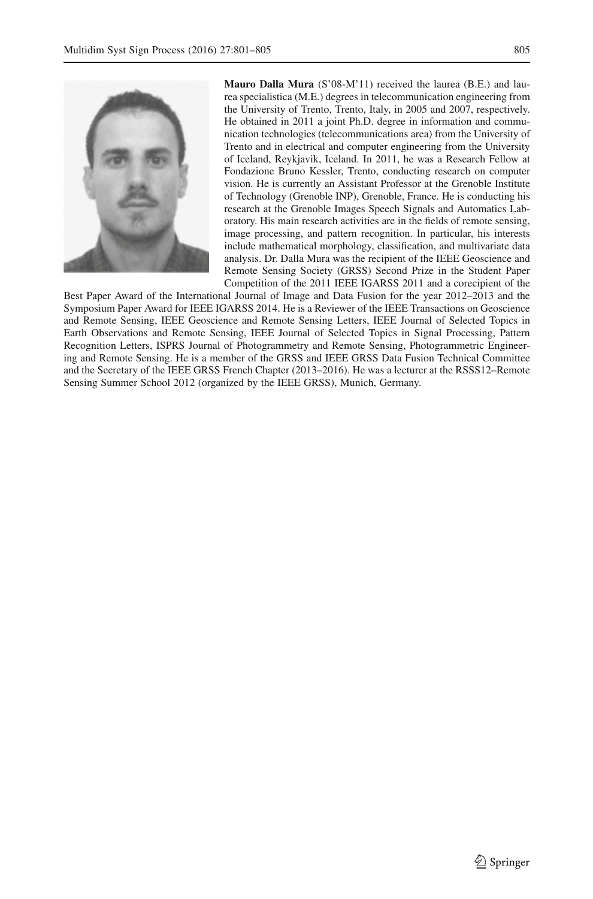**Mauro Dalla Mura** (S'08-M'11) received the laurea (B.E.) and laurea specialistica (M.E.) degrees in telecommunication engineering from the University of Trento, Trento, Italy, in 2005 and 2007, respectively. He obtained in 2011 a joint Ph.D. degree in information and communication technologies (telecommunications area) from the University of Trento and in electrical and computer engineering from the University of Iceland, Reykjavik, Iceland. In 2011, he was a Research Fellow at Fondazione Bruno Kessler, Trento, conducting research on computer vision. He is currently an Assistant Professor at the Grenoble Institute of Technology (Grenoble INP), Grenoble, France. He is conducting his research at the Grenoble Images Speech Signals and Automatics Laboratory. His main research activities are in the fields of remote sensing, image processing, and pattern recognition. In particular, his interests include mathematical morphology, classification, and multivariate data analysis. Dr. Dalla Mura was the recipient of the IEEE Geoscience and Remote Sensing Society (GRSS) Second Prize in the Student Paper Competition of the 2011 IEEE IGARSS 2011 and a corecipient of the Best Paper Award of the International Journal of Image and Data Fusion for the year 2012–2013 and the Symposium Paper Award for IEEE IGARSS 2014. He is a Reviewer of the IEEE Transactions on Geoscience and Remote Sensing, IEEE Geoscience and Remote Sensing Letters, IEEE Journal of Selected Topics in Earth Observations and Remote Sensing, IEEE Journal of Selected Topics in Signal Processing, Pattern Recognition Letters, ISPRS Journal of Photogrammetry and Remote Sensing, Photogrammetric Engineering and Remote Sensing. He is a member of the GRSS and IEEE GRSS Data Fusion Technical Committee and the Secretary of the IEEE GRSS French Chapter (2013–2016). He was a lecturer at the RSSS12–Remote Sensing Summer School 2012 (organized by the IEEE GRSS), Munich, Germany.